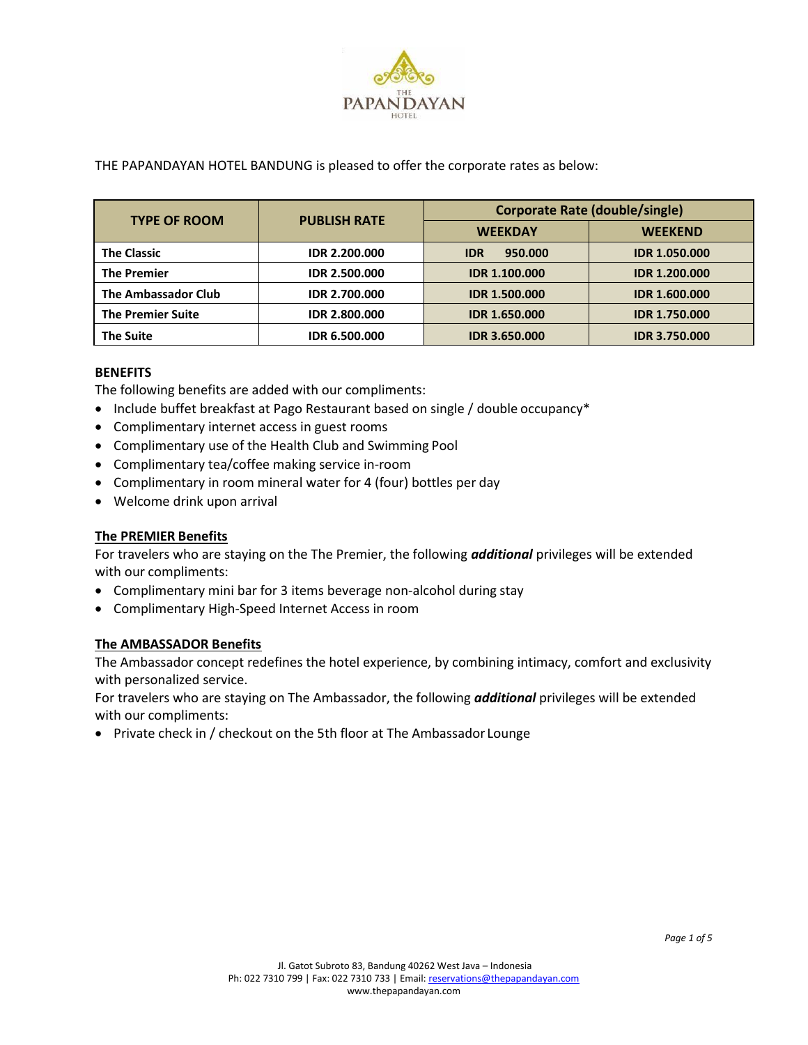THE PAPANDAYAN HOTEL BANDUNG is pleased to offer the corporate rates as below:

| TYPE OF ROOM | PUBLISH RATE | Corporate Rate (double/single) | |
|---|---|---|---|
| | | WEEKDAY | WEEKEND |
| **The Classic** | **IDR 2.200.000** | **IDR 950.000** | **IDR 1.050.000** |
| **The Premier** | **IDR 2.500.000** | **IDR 1.100.000** | **IDR 1.200.000** |
| **The Ambassador Club** | **IDR 2.700.000** | **IDR 1.500.000** | **IDR 1.600.000** |
| **The Premier Suite** | **IDR 2.800.000** | **IDR 1.650.000** | **IDR 1.750.000** |
| **The Suite** | **IDR 6.500.000** | **IDR 3.650.000** | **IDR 3.750.000** |

**BENEFITS**

The following benefits are added with our compliments:

- Include buffet breakfast at Pago Restaurant based on single / double occupancy*
- Complimentary internet access in guest rooms
- Complimentary use of the Health Club and Swimming Pool
- Complimentary tea/coffee making service in-room
- Complimentary in room mineral water for 4 (four) bottles per day
- Welcome drink upon arrival

**The PREMIER Benefits**

For travelers who are staying on the The Premier, the following ***additional*** privileges will be extended with our compliments:

- Complimentary mini bar for 3 items beverage non-alcohol during stay
- Complimentary High-Speed Internet Access in room

**The AMBASSADOR Benefits**

The Ambassador concept redefines the hotel experience, by combining intimacy, comfort and exclusivity with personalized service.

For travelers who are staying on The Ambassador, the following ***additional*** privileges will be extended with our compliments:

- Private check in / checkout on the 5th floor at The Ambassador Lounge

Jl. Gatot Subroto 83, Bandung 40262 West Java – Indonesia
Ph: 022 7310 799 | Fax: 022 7310 733 | Email: reservations@thepapandayan.com
www.thepapandayan.com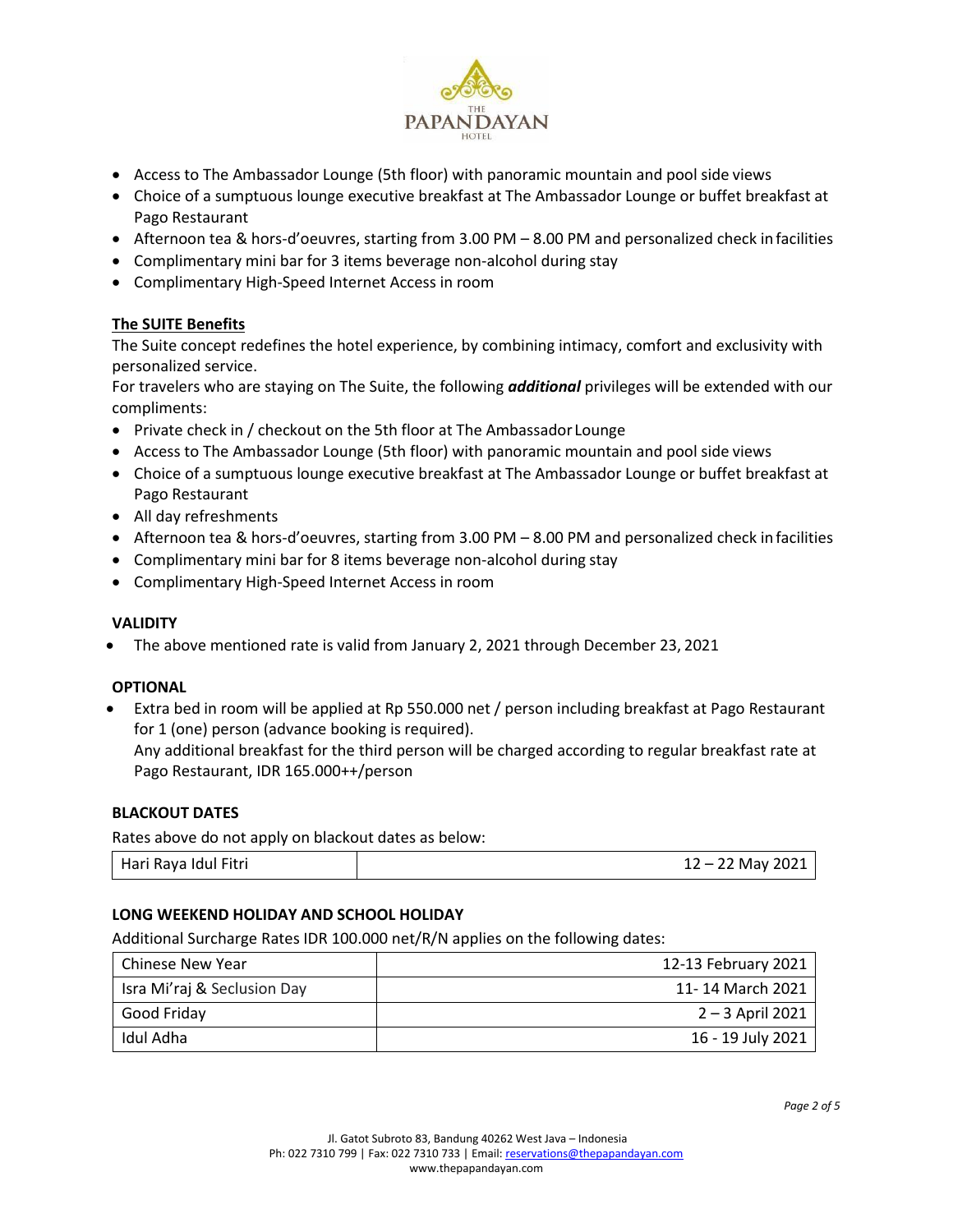- Access to The Ambassador Lounge (5th floor) with panoramic mountain and pool side views
- Choice of a sumptuous lounge executive breakfast at The Ambassador Lounge or buffet breakfast at Pago Restaurant
- Afternoon tea & hors-d'oeuvres, starting from 3.00 PM – 8.00 PM and personalized check in facilities
- Complimentary mini bar for 3 items beverage non-alcohol during stay
- Complimentary High-Speed Internet Access in room

**The SUITE Benefits**

The Suite concept redefines the hotel experience, by combining intimacy, comfort and exclusivity with personalized service.

For travelers who are staying on The Suite, the following ***additional*** privileges will be extended with our compliments:

- Private check in / checkout on the 5th floor at The Ambassador Lounge
- Access to The Ambassador Lounge (5th floor) with panoramic mountain and pool side views
- Choice of a sumptuous lounge executive breakfast at The Ambassador Lounge or buffet breakfast at Pago Restaurant
- All day refreshments
- Afternoon tea & hors-d'oeuvres, starting from 3.00 PM – 8.00 PM and personalized check in facilities
- Complimentary mini bar for 8 items beverage non-alcohol during stay
- Complimentary High-Speed Internet Access in room

**VALIDITY**

- The above mentioned rate is valid from January 2, 2021 through December 23, 2021

**OPTIONAL**

- Extra bed in room will be applied at Rp 550.000 net / person including breakfast at Pago Restaurant for 1 (one) person (advance booking is required).
  Any additional breakfast for the third person will be charged according to regular breakfast rate at Pago Restaurant, IDR 165.000++/person

**BLACKOUT DATES**

Rates above do not apply on blackout dates as below:

| Hari Raya Idul Fitri | 12 – 22 May 2021 |
|---|---|

**LONG WEEKEND HOLIDAY AND SCHOOL HOLIDAY**

Additional Surcharge Rates IDR 100.000 net/R/N applies on the following dates:

| Chinese New Year | 12-13 February 2021 |
|---|---|
| Isra Mi'raj & Seclusion Day | 11- 14 March 2021 |
| Good Friday | 2 – 3 April 2021 |
| Idul Adha | 16 - 19 July 2021 |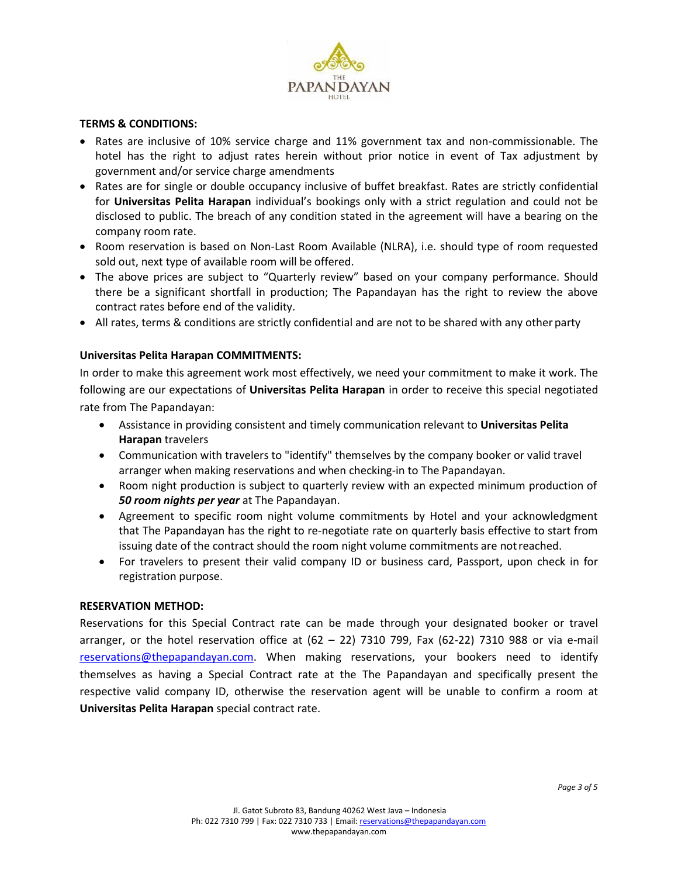**TERMS & CONDITIONS:**

- Rates are inclusive of 10% service charge and 11% government tax and non-commissionable. The hotel has the right to adjust rates herein without prior notice in event of Tax adjustment by government and/or service charge amendments
- Rates are for single or double occupancy inclusive of buffet breakfast. Rates are strictly confidential for **Universitas Pelita Harapan** individual's bookings only with a strict regulation and could not be disclosed to public. The breach of any condition stated in the agreement will have a bearing on the company room rate.
- Room reservation is based on Non-Last Room Available (NLRA), i.e. should type of room requested sold out, next type of available room will be offered.
- The above prices are subject to "Quarterly review" based on your company performance. Should there be a significant shortfall in production; The Papandayan has the right to review the above contract rates before end of the validity.
- All rates, terms & conditions are strictly confidential and are not to be shared with any other party

**Universitas Pelita Harapan COMMITMENTS:**

In order to make this agreement work most effectively, we need your commitment to make it work. The following are our expectations of **Universitas Pelita Harapan** in order to receive this special negotiated rate from The Papandayan:

- Assistance in providing consistent and timely communication relevant to **Universitas Pelita Harapan** travelers
- Communication with travelers to "identify" themselves by the company booker or valid travel arranger when making reservations and when checking-in to The Papandayan.
- Room night production is subject to quarterly review with an expected minimum production of ***50 room nights per year*** at The Papandayan.
- Agreement to specific room night volume commitments by Hotel and your acknowledgment that The Papandayan has the right to re-negotiate rate on quarterly basis effective to start from issuing date of the contract should the room night volume commitments are not reached.
- For travelers to present their valid company ID or business card, Passport, upon check in for registration purpose.

**RESERVATION METHOD:**

Reservations for this Special Contract rate can be made through your designated booker or travel arranger, or the hotel reservation office at (62 – 22) 7310 799, Fax (62-22) 7310 988 or via e-mail reservations@thepapandayan.com. When making reservations, your bookers need to identify themselves as having a Special Contract rate at the The Papandayan and specifically present the respective valid company ID, otherwise the reservation agent will be unable to confirm a room at **Universitas Pelita Harapan** special contract rate.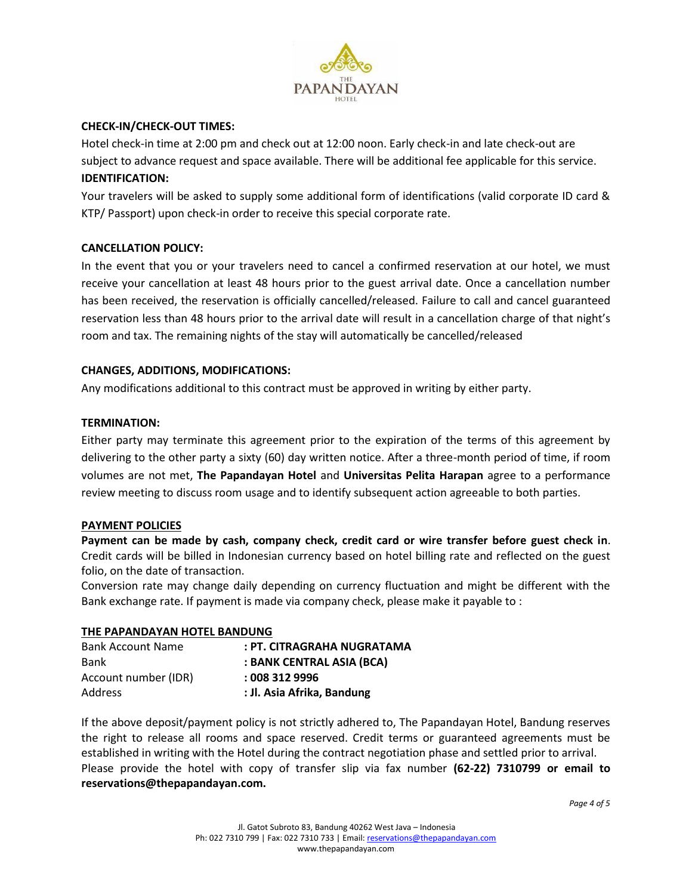**CHECK-IN/CHECK-OUT TIMES:**

Hotel check-in time at 2:00 pm and check out at 12:00 noon. Early check-in and late check-out are subject to advance request and space available. There will be additional fee applicable for this service.

**IDENTIFICATION:**

Your travelers will be asked to supply some additional form of identifications (valid corporate ID card & KTP/ Passport) upon check-in order to receive this special corporate rate.

**CANCELLATION POLICY:**

In the event that you or your travelers need to cancel a confirmed reservation at our hotel, we must receive your cancellation at least 48 hours prior to the guest arrival date. Once a cancellation number has been received, the reservation is officially cancelled/released. Failure to call and cancel guaranteed reservation less than 48 hours prior to the arrival date will result in a cancellation charge of that night's room and tax. The remaining nights of the stay will automatically be cancelled/released

**CHANGES, ADDITIONS, MODIFICATIONS:**

Any modifications additional to this contract must be approved in writing by either party.

**TERMINATION:**

Either party may terminate this agreement prior to the expiration of the terms of this agreement by delivering to the other party a sixty (60) day written notice. After a three-month period of time, if room volumes are not met, **The Papandayan Hotel** and **Universitas Pelita Harapan** agree to a performance review meeting to discuss room usage and to identify subsequent action agreeable to both parties.

**PAYMENT POLICIES**

**Payment can be made by cash, company check, credit card or wire transfer before guest check in**. Credit cards will be billed in Indonesian currency based on hotel billing rate and reflected on the guest folio, on the date of transaction.

Conversion rate may change daily depending on currency fluctuation and might be different with the Bank exchange rate. If payment is made via company check, please make it payable to :

**THE PAPANDAYAN HOTEL BANDUNG**

| | |
|---|---|
| Bank Account Name | **: PT. CITRAGRAHA NUGRATAMA** |
| Bank | **: BANK CENTRAL ASIA (BCA)** |
| Account number (IDR) | **: 008 312 9996** |
| Address | **: Jl. Asia Afrika, Bandung** |

If the above deposit/payment policy is not strictly adhered to, The Papandayan Hotel, Bandung reserves the right to release all rooms and space reserved. Credit terms or guaranteed agreements must be established in writing with the Hotel during the contract negotiation phase and settled prior to arrival.

Please provide the hotel with copy of transfer slip via fax number **(62-22) 7310799 or email to reservations@thepapandayan.com.**